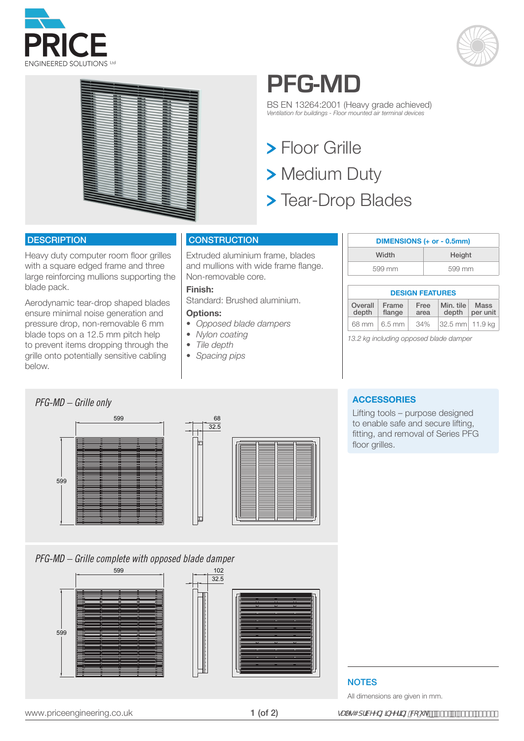# PFG-MD

BS EN 13264:2001 (Heavy grade achieved)
*Ventilation for buildings - Floor mounted air terminal devices*

> Floor Grille
> Medium Duty
> Tear-Drop Blades

## DESCRIPTION

Heavy duty computer room floor grilles with a square edged frame and three large reinforcing mullions supporting the blade pack.

Aerodynamic tear-drop shaped blades ensure minimal noise generation and pressure drop, non-removable 6 mm blade tops on a 12.5 mm pitch help to prevent items dropping through the grille onto potentially sensitive cabling below.

## CONSTRUCTION

Extruded aluminium frame, blades and mullions with wide frame flange. Non-removable core.

**Finish:**
Standard: Brushed aluminium.

**Options:**
- *Opposed blade dampers*
- *Nylon coating*
- *Tile depth*
- *Spacing pips*

| DIMENSIONS (+ or - 0.5mm) | |
|---|---|
| Width | Height |
| 599 mm | 599 mm |

| DESIGN FEATURES | | | | |
|---|---|---|---|---|
| Overall depth | Frame flange | Free area | Min. tile depth | Mass per unit |
| 68 mm | 6.5 mm | 34% | 32.5 mm | 11.9 kg |

*13.2 kg including opposed blade damper*

*PFG-MD – Grille only*

599, 599, 68, 32.5

*PFG-MD – Grille complete with opposed blade damper*

599, 599, 102, 32.5

## ACCESSORIES

Lifting tools – purpose designed to enable safe and secure lifting, fitting, and removal of Series PFG floor grilles.

## NOTES

All dimensions are given in mm.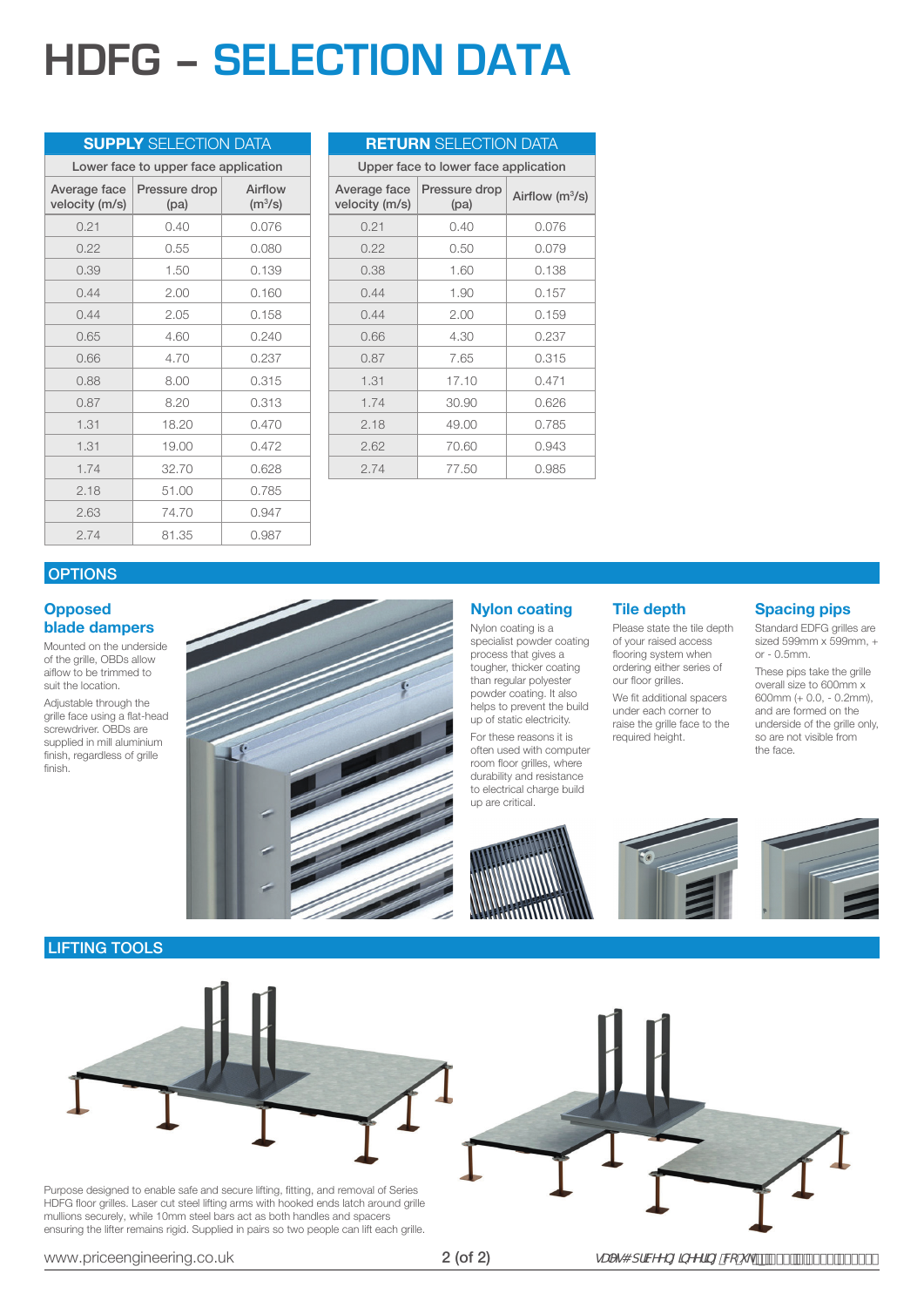# HDFG – SELECTION DATA

| **SUPPLY** SELECTION DATA | | |
|---|---|---|
| Lower face to upper face application | | |
| Average face velocity (m/s) | Pressure drop (pa) | Airflow ($m^3/s$) |
| 0.21 | 0.40 | 0.076 |
| 0.22 | 0.55 | 0.080 |
| 0.39 | 1.50 | 0.139 |
| 0.44 | 2.00 | 0.160 |
| 0.44 | 2.05 | 0.158 |
| 0.65 | 4.60 | 0.240 |
| 0.66 | 4.70 | 0.237 |
| 0.88 | 8.00 | 0.315 |
| 0.87 | 8.20 | 0.313 |
| 1.31 | 18.20 | 0.470 |
| 1.31 | 19.00 | 0.472 |
| 1.74 | 32.70 | 0.628 |
| 2.18 | 51.00 | 0.785 |
| 2.63 | 74.70 | 0.947 |
| 2.74 | 81.35 | 0.987 |

| **RETURN** SELECTION DATA | | |
|---|---|---|
| Upper face to lower face application | | |
| Average face velocity (m/s) | Pressure drop (pa) | Airflow ($m^3/s$) |
| 0.21 | 0.40 | 0.076 |
| 0.22 | 0.50 | 0.079 |
| 0.38 | 1.60 | 0.138 |
| 0.44 | 1.90 | 0.157 |
| 0.44 | 2.00 | 0.159 |
| 0.66 | 4.30 | 0.237 |
| 0.87 | 7.65 | 0.315 |
| 1.31 | 17.10 | 0.471 |
| 1.74 | 30.90 | 0.626 |
| 2.18 | 49.00 | 0.785 |
| 2.62 | 70.60 | 0.943 |
| 2.74 | 77.50 | 0.985 |

## OPTIONS

### Opposed blade dampers

Mounted on the underside of the grille, OBDs allow aiflow to be trimmed to suit the location.

Adjustable through the grille face using a flat-head screwdriver. OBDs are supplied in mill aluminium finish, regardless of grille finish.

### Nylon coating

Nylon coating is a specialist powder coating process that gives a tougher, thicker coating than regular polyester powder coating. It also helps to prevent the build up of static electricity.

For these reasons it is often used with computer room floor grilles, where durability and resistance to electrical charge build up are critical.

### Tile depth

Please state the tile depth of your raised access flooring system when ordering either series of our floor grilles.

We fit additional spacers under each corner to raise the grille face to the required height.

### Spacing pips

Standard EDFG grilles are sized 599mm x 599mm, + or - 0.5mm.

These pips take the grille overall size to 600mm x 600mm (+ 0.0, - 0.2mm), and are formed on the underside of the grille only, so are not visible from the face.

## LIFTING TOOLS

Purpose designed to enable safe and secure lifting, fitting, and removal of Series HDFG floor grilles. Laser cut steel lifting arms with hooked ends latch around grille mullions securely, while 10mm steel bars act as both handles and spacers ensuring the lifter remains rigid. Supplied in pairs so two people can lift each grille.

www.priceengineering.co.uk